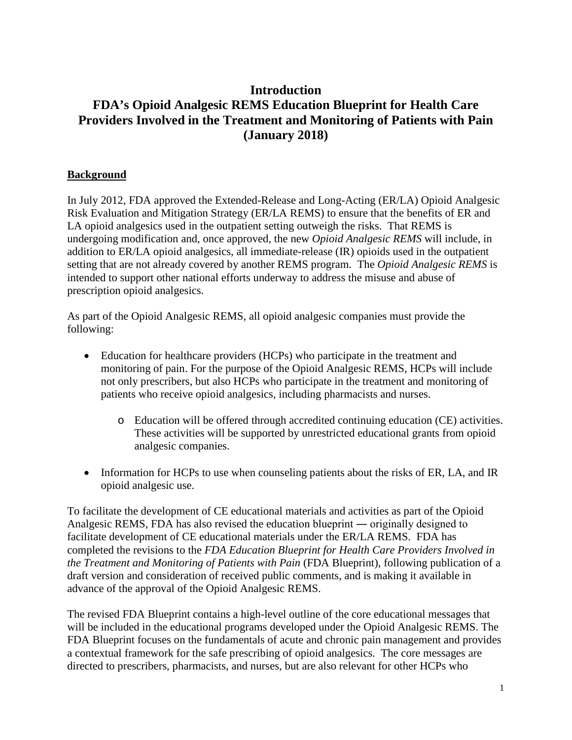# Introduction
# FDA's Opioid Analgesic REMS Education Blueprint for Health Care Providers Involved in the Treatment and Monitoring of Patients with Pain (January 2018)

## Background

In July 2012, FDA approved the Extended-Release and Long-Acting (ER/LA) Opioid Analgesic Risk Evaluation and Mitigation Strategy (ER/LA REMS) to ensure that the benefits of ER and LA opioid analgesics used in the outpatient setting outweigh the risks. That REMS is undergoing modification and, once approved, the new *Opioid Analgesic REMS* will include, in addition to ER/LA opioid analgesics, all immediate-release (IR) opioids used in the outpatient setting that are not already covered by another REMS program. The *Opioid Analgesic REMS* is intended to support other national efforts underway to address the misuse and abuse of prescription opioid analgesics.

As part of the Opioid Analgesic REMS, all opioid analgesic companies must provide the following:

- Education for healthcare providers (HCPs) who participate in the treatment and monitoring of pain. For the purpose of the Opioid Analgesic REMS, HCPs will include not only prescribers, but also HCPs who participate in the treatment and monitoring of patients who receive opioid analgesics, including pharmacists and nurses.
    - Education will be offered through accredited continuing education (CE) activities. These activities will be supported by unrestricted educational grants from opioid analgesic companies.
- Information for HCPs to use when counseling patients about the risks of ER, LA, and IR opioid analgesic use.

To facilitate the development of CE educational materials and activities as part of the Opioid Analgesic REMS, FDA has also revised the education blueprint ― originally designed to facilitate development of CE educational materials under the ER/LA REMS. FDA has completed the revisions to the *FDA Education Blueprint for Health Care Providers Involved in the Treatment and Monitoring of Patients with Pain* (FDA Blueprint), following publication of a draft version and consideration of received public comments, and is making it available in advance of the approval of the Opioid Analgesic REMS.

The revised FDA Blueprint contains a high-level outline of the core educational messages that will be included in the educational programs developed under the Opioid Analgesic REMS. The FDA Blueprint focuses on the fundamentals of acute and chronic pain management and provides a contextual framework for the safe prescribing of opioid analgesics. The core messages are directed to prescribers, pharmacists, and nurses, but are also relevant for other HCPs who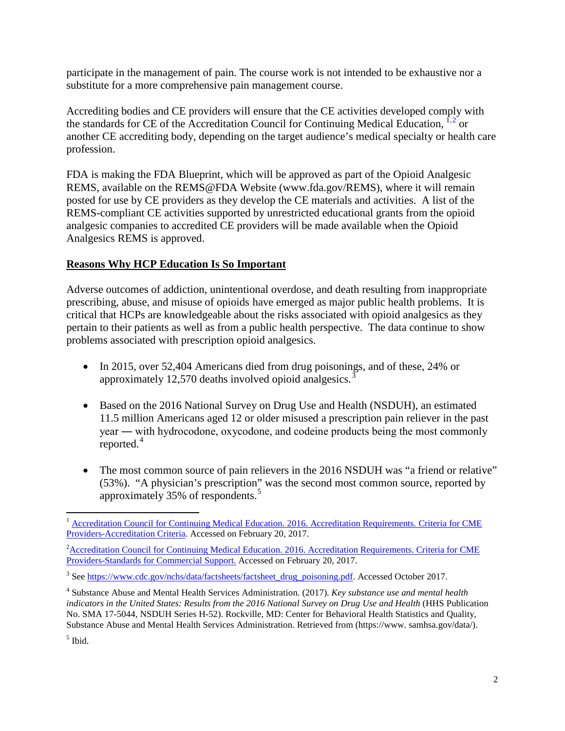participate in the management of pain. The course work is not intended to be exhaustive nor a substitute for a more comprehensive pain management course.

Accrediting bodies and CE providers will ensure that the CE activities developed comply with the standards for CE of the Accreditation Council for Continuing Medical Education, [1,2] or another CE accrediting body, depending on the target audience's medical specialty or health care profession.

FDA is making the FDA Blueprint, which will be approved as part of the Opioid Analgesic REMS, available on the REMS@FDA Website (www.fda.gov/REMS), where it will remain posted for use by CE providers as they develop the CE materials and activities. A list of the REMS-compliant CE activities supported by unrestricted educational grants from the opioid analgesic companies to accredited CE providers will be made available when the Opioid Analgesics REMS is approved.

## **Reasons Why HCP Education Is So Important**

Adverse outcomes of addiction, unintentional overdose, and death resulting from inappropriate prescribing, abuse, and misuse of opioids have emerged as major public health problems. It is critical that HCPs are knowledgeable about the risks associated with opioid analgesics as they pertain to their patients as well as from a public health perspective. The data continue to show problems associated with prescription opioid analgesics.

- In 2015, over 52,404 Americans died from drug poisonings, and of these, 24% or approximately 12,570 deaths involved opioid analgesics.[3]
- Based on the 2016 National Survey on Drug Use and Health (NSDUH), an estimated 11.5 million Americans aged 12 or older misused a prescription pain reliever in the past year — with hydrocodone, oxycodone, and codeine products being the most commonly reported.[4]
- The most common source of pain relievers in the 2016 NSDUH was "a friend or relative" (53%). "A physician's prescription" was the second most common source, reported by approximately 35% of respondents.[5]

---

[1] Accreditation Council for Continuing Medical Education. 2016. Accreditation Requirements. Criteria for CME Providers-Accreditation Criteria. Accessed on February 20, 2017.

[2] Accreditation Council for Continuing Medical Education. 2016. Accreditation Requirements. Criteria for CME Providers-Standards for Commercial Support. Accessed on February 20, 2017.

[3] See https://www.cdc.gov/nchs/data/factsheets/factsheet_drug_poisoning.pdf. Accessed October 2017.

[4] Substance Abuse and Mental Health Services Administration. (2017). *Key substance use and mental health indicators in the United States: Results from the 2016 National Survey on Drug Use and Health* (HHS Publication No. SMA 17-5044, NSDUH Series H-52). Rockville, MD: Center for Behavioral Health Statistics and Quality, Substance Abuse and Mental Health Services Administration. Retrieved from (https://www. samhsa.gov/data/).

[5] Ibid.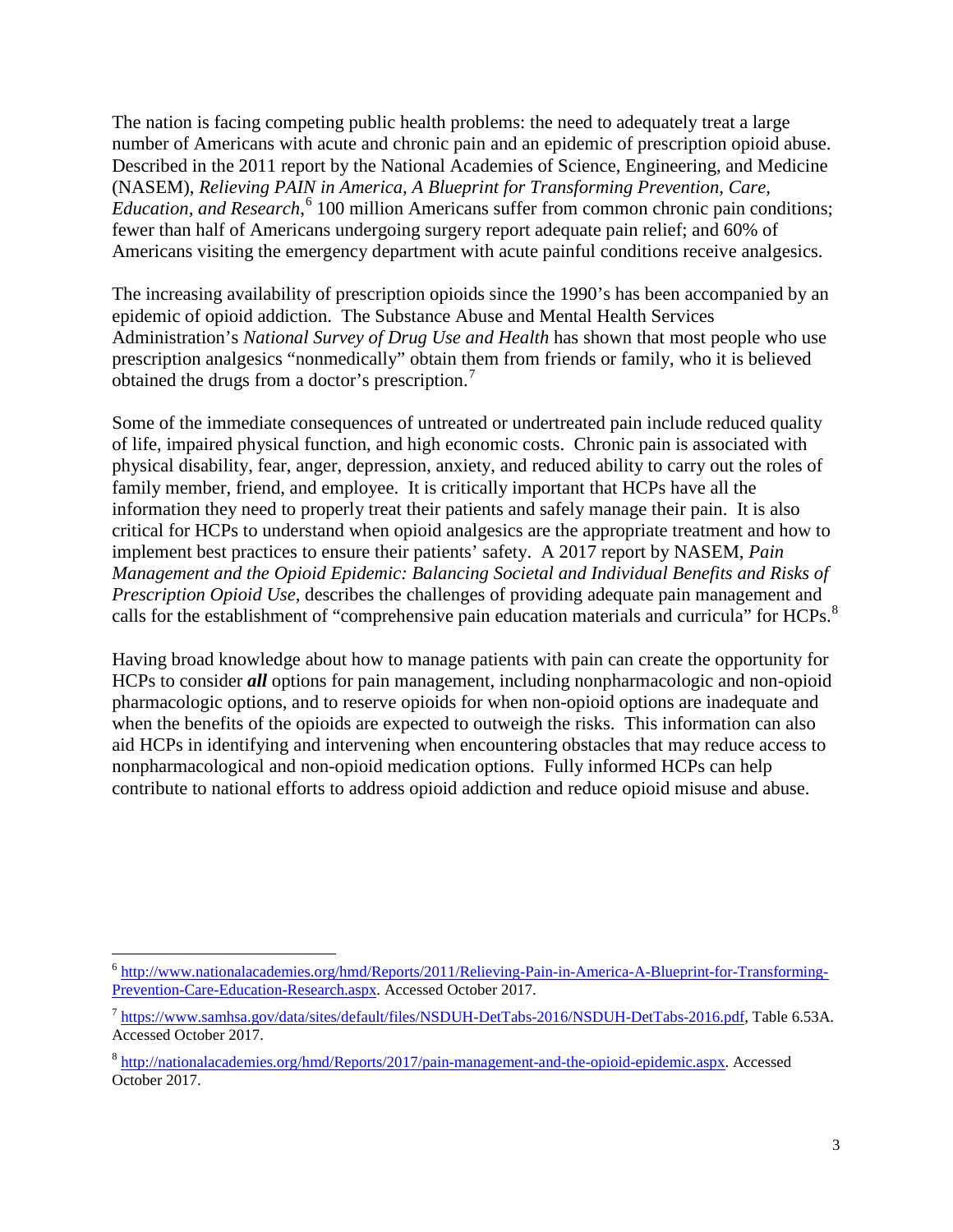The nation is facing competing public health problems: the need to adequately treat a large number of Americans with acute and chronic pain and an epidemic of prescription opioid abuse. Described in the 2011 report by the National Academies of Science, Engineering, and Medicine (NASEM), *Relieving PAIN in America, A Blueprint for Transforming Prevention, Care, Education, and Research*,[6] 100 million Americans suffer from common chronic pain conditions; fewer than half of Americans undergoing surgery report adequate pain relief; and 60% of Americans visiting the emergency department with acute painful conditions receive analgesics.

The increasing availability of prescription opioids since the 1990's has been accompanied by an epidemic of opioid addiction. The Substance Abuse and Mental Health Services Administration's *National Survey of Drug Use and Health* has shown that most people who use prescription analgesics "nonmedically" obtain them from friends or family, who it is believed obtained the drugs from a doctor's prescription.[7]

Some of the immediate consequences of untreated or undertreated pain include reduced quality of life, impaired physical function, and high economic costs. Chronic pain is associated with physical disability, fear, anger, depression, anxiety, and reduced ability to carry out the roles of family member, friend, and employee. It is critically important that HCPs have all the information they need to properly treat their patients and safely manage their pain. It is also critical for HCPs to understand when opioid analgesics are the appropriate treatment and how to implement best practices to ensure their patients' safety. A 2017 report by NASEM, *Pain Management and the Opioid Epidemic: Balancing Societal and Individual Benefits and Risks of Prescription Opioid Use*, describes the challenges of providing adequate pain management and calls for the establishment of "comprehensive pain education materials and curricula" for HCPs.[8]

Having broad knowledge about how to manage patients with pain can create the opportunity for HCPs to consider ***all*** options for pain management, including nonpharmacologic and non-opioid pharmacologic options, and to reserve opioids for when non-opioid options are inadequate and when the benefits of the opioids are expected to outweigh the risks. This information can also aid HCPs in identifying and intervening when encountering obstacles that may reduce access to nonpharmacological and non-opioid medication options. Fully informed HCPs can help contribute to national efforts to address opioid addiction and reduce opioid misuse and abuse.

---

[6] http://www.nationalacademies.org/hmd/Reports/2011/Relieving-Pain-in-America-A-Blueprint-for-Transforming-Prevention-Care-Education-Research.aspx. Accessed October 2017.

[7] https://www.samhsa.gov/data/sites/default/files/NSDUH-DetTabs-2016/NSDUH-DetTabs-2016.pdf, Table 6.53A. Accessed October 2017.

[8] http://nationalacademies.org/hmd/Reports/2017/pain-management-and-the-opioid-epidemic.aspx. Accessed October 2017.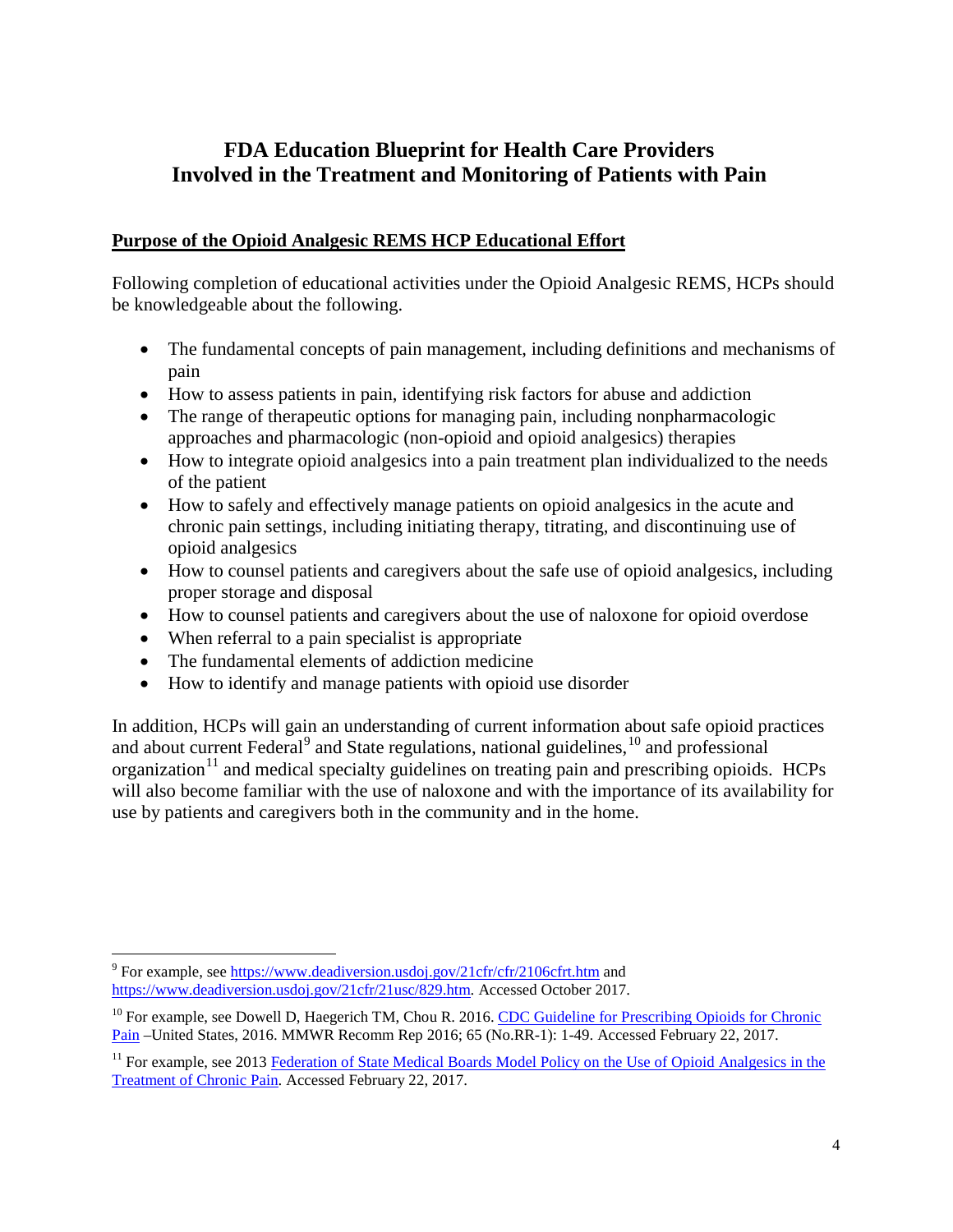# FDA Education Blueprint for Health Care Providers Involved in the Treatment and Monitoring of Patients with Pain

## Purpose of the Opioid Analgesic REMS HCP Educational Effort

Following completion of educational activities under the Opioid Analgesic REMS, HCPs should be knowledgeable about the following.

- The fundamental concepts of pain management, including definitions and mechanisms of pain
- How to assess patients in pain, identifying risk factors for abuse and addiction
- The range of therapeutic options for managing pain, including nonpharmacologic approaches and pharmacologic (non-opioid and opioid analgesics) therapies
- How to integrate opioid analgesics into a pain treatment plan individualized to the needs of the patient
- How to safely and effectively manage patients on opioid analgesics in the acute and chronic pain settings, including initiating therapy, titrating, and discontinuing use of opioid analgesics
- How to counsel patients and caregivers about the safe use of opioid analgesics, including proper storage and disposal
- How to counsel patients and caregivers about the use of naloxone for opioid overdose
- When referral to a pain specialist is appropriate
- The fundamental elements of addiction medicine
- How to identify and manage patients with opioid use disorder

In addition, HCPs will gain an understanding of current information about safe opioid practices and about current Federal[9] and State regulations, national guidelines,[10] and professional organization[11] and medical specialty guidelines on treating pain and prescribing opioids. HCPs will also become familiar with the use of naloxone and with the importance of its availability for use by patients and caregivers both in the community and in the home.

---

[9] For example, see https://www.deadiversion.usdoj.gov/21cfr/cfr/2106cfrt.htm and https://www.deadiversion.usdoj.gov/21cfr/21usc/829.htm. Accessed October 2017.

[10] For example, see Dowell D, Haegerich TM, Chou R. 2016. CDC Guideline for Prescribing Opioids for Chronic Pain –United States, 2016. MMWR Recomm Rep 2016; 65 (No.RR-1): 1-49. Accessed February 22, 2017.

[11] For example, see 2013 Federation of State Medical Boards Model Policy on the Use of Opioid Analgesics in the Treatment of Chronic Pain. Accessed February 22, 2017.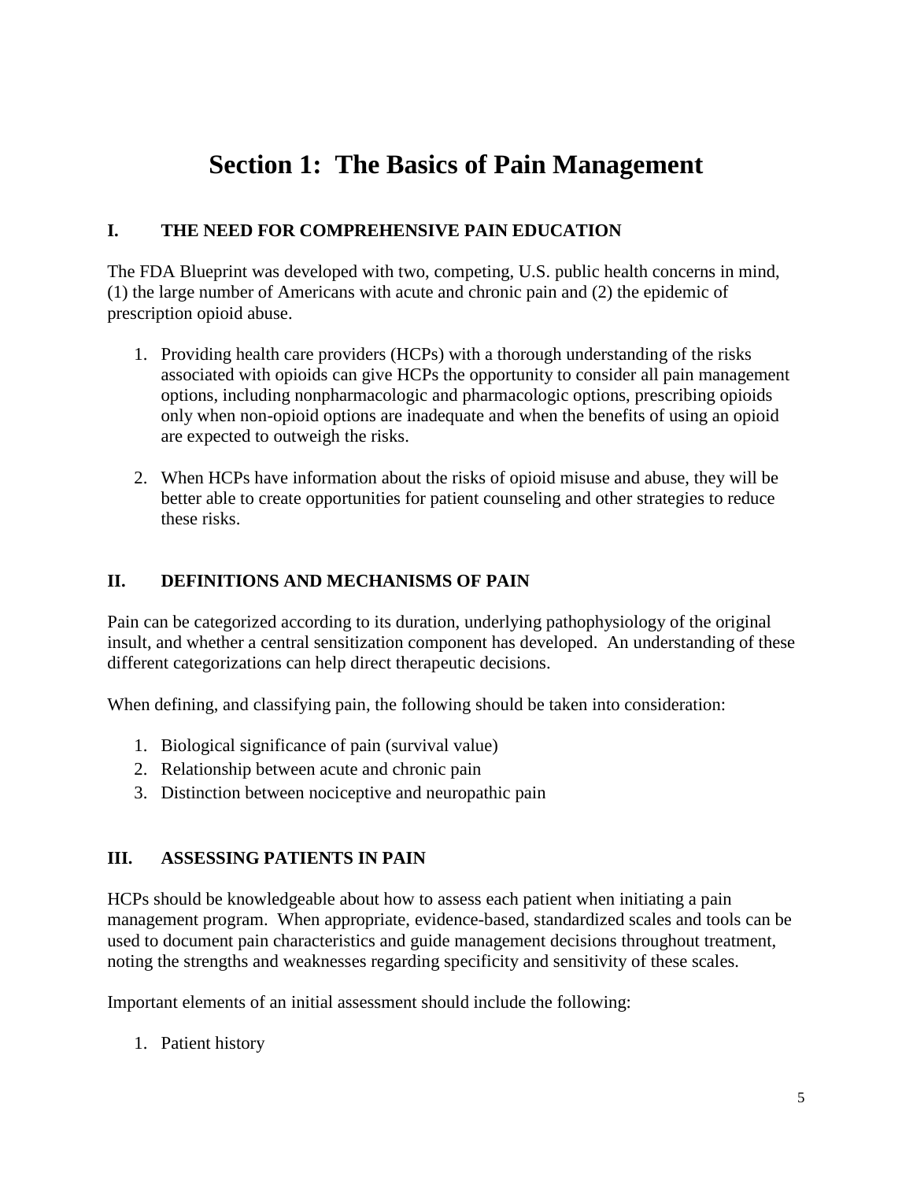# Section 1: The Basics of Pain Management

## I. THE NEED FOR COMPREHENSIVE PAIN EDUCATION

The FDA Blueprint was developed with two, competing, U.S. public health concerns in mind, (1) the large number of Americans with acute and chronic pain and (2) the epidemic of prescription opioid abuse.

1. Providing health care providers (HCPs) with a thorough understanding of the risks associated with opioids can give HCPs the opportunity to consider all pain management options, including nonpharmacologic and pharmacologic options, prescribing opioids only when non-opioid options are inadequate and when the benefits of using an opioid are expected to outweigh the risks.

2. When HCPs have information about the risks of opioid misuse and abuse, they will be better able to create opportunities for patient counseling and other strategies to reduce these risks.

## II. DEFINITIONS AND MECHANISMS OF PAIN

Pain can be categorized according to its duration, underlying pathophysiology of the original insult, and whether a central sensitization component has developed. An understanding of these different categorizations can help direct therapeutic decisions.

When defining, and classifying pain, the following should be taken into consideration:

1. Biological significance of pain (survival value)
2. Relationship between acute and chronic pain
3. Distinction between nociceptive and neuropathic pain

## III. ASSESSING PATIENTS IN PAIN

HCPs should be knowledgeable about how to assess each patient when initiating a pain management program. When appropriate, evidence-based, standardized scales and tools can be used to document pain characteristics and guide management decisions throughout treatment, noting the strengths and weaknesses regarding specificity and sensitivity of these scales.

Important elements of an initial assessment should include the following:

1. Patient history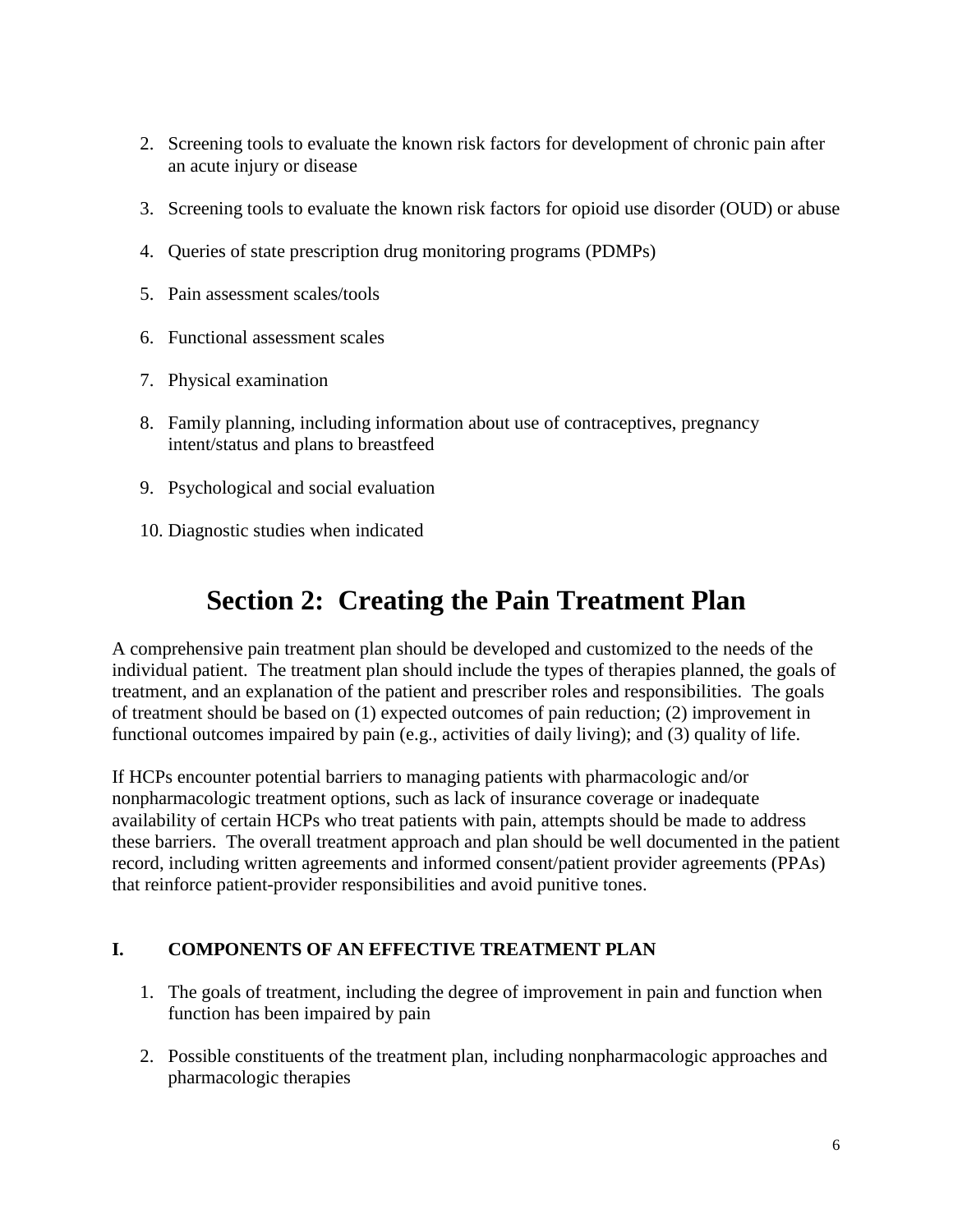2. Screening tools to evaluate the known risk factors for development of chronic pain after an acute injury or disease

3. Screening tools to evaluate the known risk factors for opioid use disorder (OUD) or abuse

4. Queries of state prescription drug monitoring programs (PDMPs)

5. Pain assessment scales/tools

6. Functional assessment scales

7. Physical examination

8. Family planning, including information about use of contraceptives, pregnancy intent/status and plans to breastfeed

9. Psychological and social evaluation

10. Diagnostic studies when indicated

# Section 2: Creating the Pain Treatment Plan

A comprehensive pain treatment plan should be developed and customized to the needs of the individual patient. The treatment plan should include the types of therapies planned, the goals of treatment, and an explanation of the patient and prescriber roles and responsibilities. The goals of treatment should be based on (1) expected outcomes of pain reduction; (2) improvement in functional outcomes impaired by pain (e.g., activities of daily living); and (3) quality of life.

If HCPs encounter potential barriers to managing patients with pharmacologic and/or nonpharmacologic treatment options, such as lack of insurance coverage or inadequate availability of certain HCPs who treat patients with pain, attempts should be made to address these barriers. The overall treatment approach and plan should be well documented in the patient record, including written agreements and informed consent/patient provider agreements (PPAs) that reinforce patient-provider responsibilities and avoid punitive tones.

### I. COMPONENTS OF AN EFFECTIVE TREATMENT PLAN

1. The goals of treatment, including the degree of improvement in pain and function when function has been impaired by pain

2. Possible constituents of the treatment plan, including nonpharmacologic approaches and pharmacologic therapies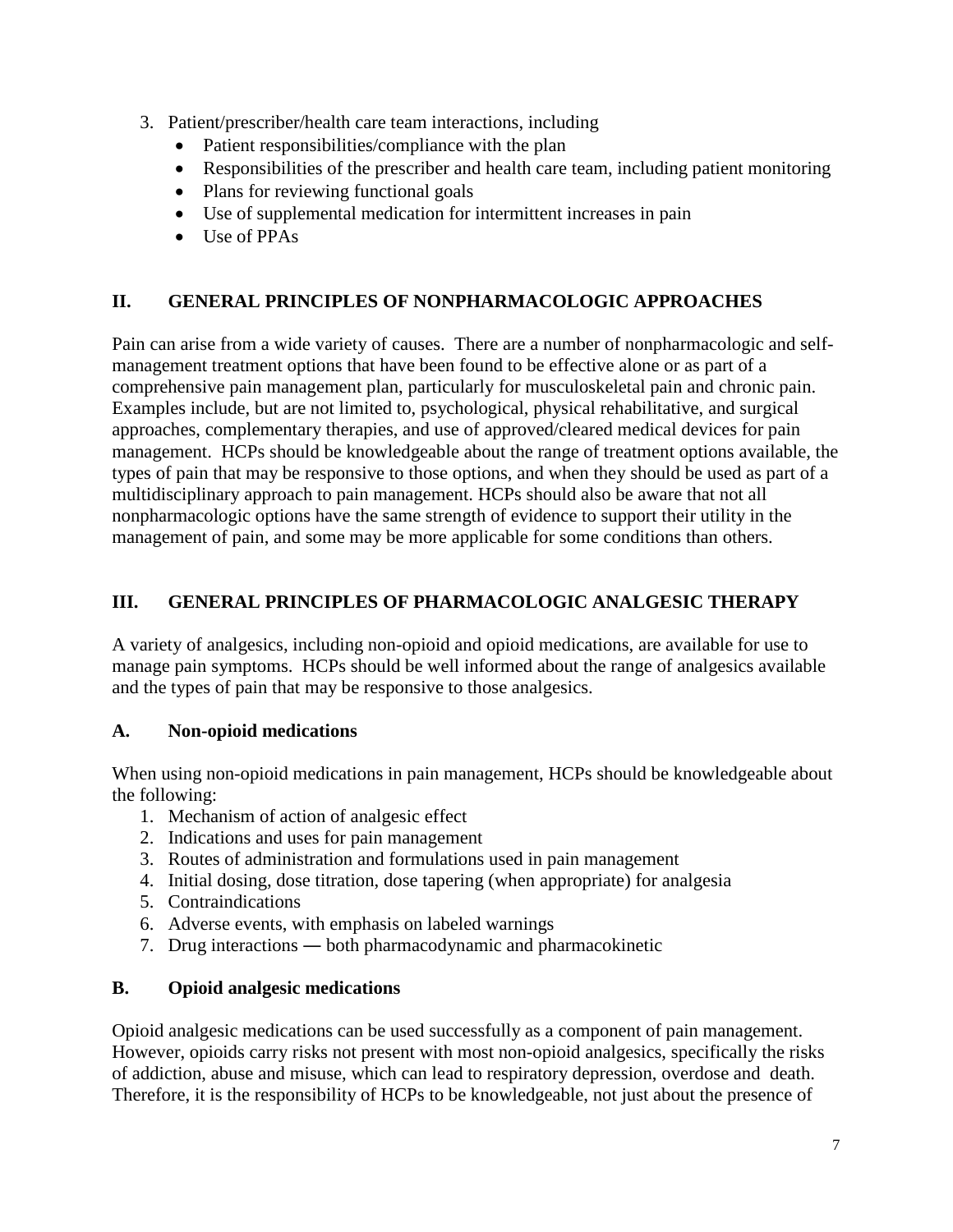3. Patient/prescriber/health care team interactions, including
   - Patient responsibilities/compliance with the plan
   - Responsibilities of the prescriber and health care team, including patient monitoring
   - Plans for reviewing functional goals
   - Use of supplemental medication for intermittent increases in pain
   - Use of PPAs

## II. GENERAL PRINCIPLES OF NONPHARMACOLOGIC APPROACHES

Pain can arise from a wide variety of causes. There are a number of nonpharmacologic and self-management treatment options that have been found to be effective alone or as part of a comprehensive pain management plan, particularly for musculoskeletal pain and chronic pain. Examples include, but are not limited to, psychological, physical rehabilitative, and surgical approaches, complementary therapies, and use of approved/cleared medical devices for pain management. HCPs should be knowledgeable about the range of treatment options available, the types of pain that may be responsive to those options, and when they should be used as part of a multidisciplinary approach to pain management. HCPs should also be aware that not all nonpharmacologic options have the same strength of evidence to support their utility in the management of pain, and some may be more applicable for some conditions than others.

## III. GENERAL PRINCIPLES OF PHARMACOLOGIC ANALGESIC THERAPY

A variety of analgesics, including non-opioid and opioid medications, are available for use to manage pain symptoms. HCPs should be well informed about the range of analgesics available and the types of pain that may be responsive to those analgesics.

### A. Non-opioid medications

When using non-opioid medications in pain management, HCPs should be knowledgeable about the following:

1. Mechanism of action of analgesic effect
2. Indications and uses for pain management
3. Routes of administration and formulations used in pain management
4. Initial dosing, dose titration, dose tapering (when appropriate) for analgesia
5. Contraindications
6. Adverse events, with emphasis on labeled warnings
7. Drug interactions ― both pharmacodynamic and pharmacokinetic

### B. Opioid analgesic medications

Opioid analgesic medications can be used successfully as a component of pain management. However, opioids carry risks not present with most non-opioid analgesics, specifically the risks of addiction, abuse and misuse, which can lead to respiratory depression, overdose and death. Therefore, it is the responsibility of HCPs to be knowledgeable, not just about the presence of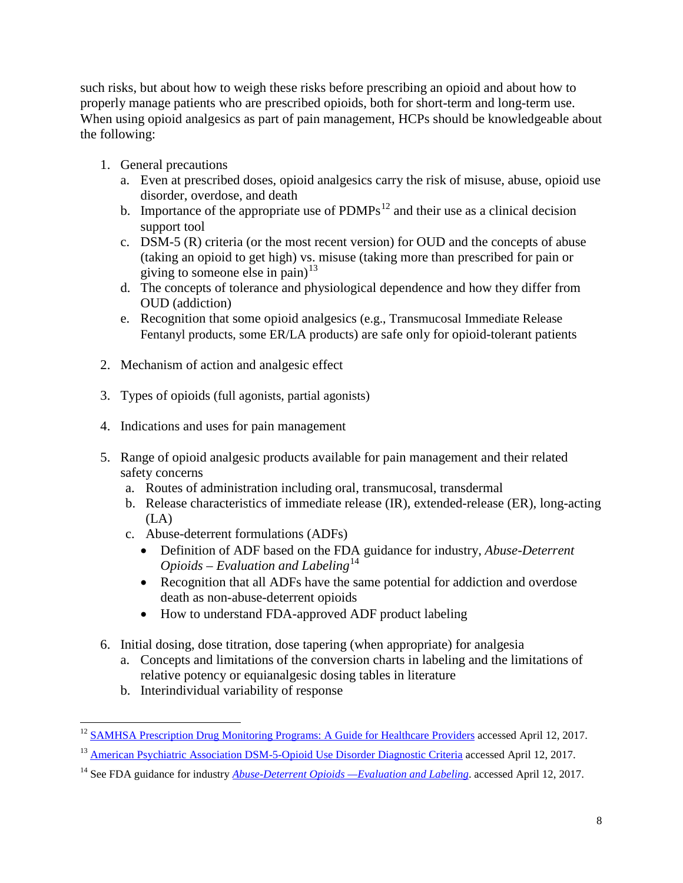such risks, but about how to weigh these risks before prescribing an opioid and about how to properly manage patients who are prescribed opioids, both for short-term and long-term use. When using opioid analgesics as part of pain management, HCPs should be knowledgeable about the following:

1. General precautions
   a. Even at prescribed doses, opioid analgesics carry the risk of misuse, abuse, opioid use disorder, overdose, and death
   b. Importance of the appropriate use of PDMPs[12] and their use as a clinical decision support tool
   c. DSM-5 (R) criteria (or the most recent version) for OUD and the concepts of abuse (taking an opioid to get high) vs. misuse (taking more than prescribed for pain or giving to someone else in pain)[13]
   d. The concepts of tolerance and physiological dependence and how they differ from OUD (addiction)
   e. Recognition that some opioid analgesics (e.g., Transmucosal Immediate Release Fentanyl products, some ER/LA products) are safe only for opioid-tolerant patients

2. Mechanism of action and analgesic effect

3. Types of opioids (full agonists, partial agonists)

4. Indications and uses for pain management

5. Range of opioid analgesic products available for pain management and their related safety concerns
   a. Routes of administration including oral, transmucosal, transdermal
   b. Release characteristics of immediate release (IR), extended-release (ER), long-acting (LA)
   c. Abuse-deterrent formulations (ADFs)
      - Definition of ADF based on the FDA guidance for industry, *Abuse-Deterrent Opioids – Evaluation and Labeling*[14]
      - Recognition that all ADFs have the same potential for addiction and overdose death as non-abuse-deterrent opioids
      - How to understand FDA-approved ADF product labeling

6. Initial dosing, dose titration, dose tapering (when appropriate) for analgesia
   a. Concepts and limitations of the conversion charts in labeling and the limitations of relative potency or equianalgesic dosing tables in literature
   b. Interindividual variability of response

---

[12] SAMHSA Prescription Drug Monitoring Programs: A Guide for Healthcare Providers accessed April 12, 2017.

[13] American Psychiatric Association DSM-5-Opioid Use Disorder Diagnostic Criteria accessed April 12, 2017.

[14] See FDA guidance for industry *Abuse-Deterrent Opioids —Evaluation and Labeling*. accessed April 12, 2017.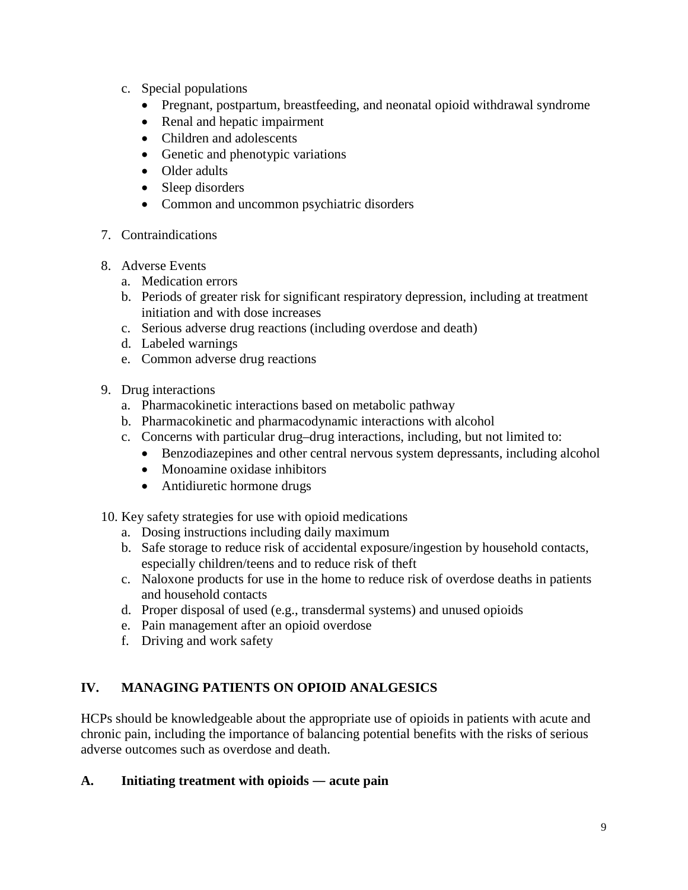c. Special populations
    - Pregnant, postpartum, breastfeeding, and neonatal opioid withdrawal syndrome
    - Renal and hepatic impairment
    - Children and adolescents
    - Genetic and phenotypic variations
    - Older adults
    - Sleep disorders
    - Common and uncommon psychiatric disorders

7. Contraindications

8. Adverse Events
    a. Medication errors
    b. Periods of greater risk for significant respiratory depression, including at treatment initiation and with dose increases
    c. Serious adverse drug reactions (including overdose and death)
    d. Labeled warnings
    e. Common adverse drug reactions

9. Drug interactions
    a. Pharmacokinetic interactions based on metabolic pathway
    b. Pharmacokinetic and pharmacodynamic interactions with alcohol
    c. Concerns with particular drug–drug interactions, including, but not limited to:
        - Benzodiazepines and other central nervous system depressants, including alcohol
        - Monoamine oxidase inhibitors
        - Antidiuretic hormone drugs

10. Key safety strategies for use with opioid medications
    a. Dosing instructions including daily maximum
    b. Safe storage to reduce risk of accidental exposure/ingestion by household contacts, especially children/teens and to reduce risk of theft
    c. Naloxone products for use in the home to reduce risk of overdose deaths in patients and household contacts
    d. Proper disposal of used (e.g., transdermal systems) and unused opioids
    e. Pain management after an opioid overdose
    f. Driving and work safety

## IV. MANAGING PATIENTS ON OPIOID ANALGESICS

HCPs should be knowledgeable about the appropriate use of opioids in patients with acute and chronic pain, including the importance of balancing potential benefits with the risks of serious adverse outcomes such as overdose and death.

### A. Initiating treatment with opioids — acute pain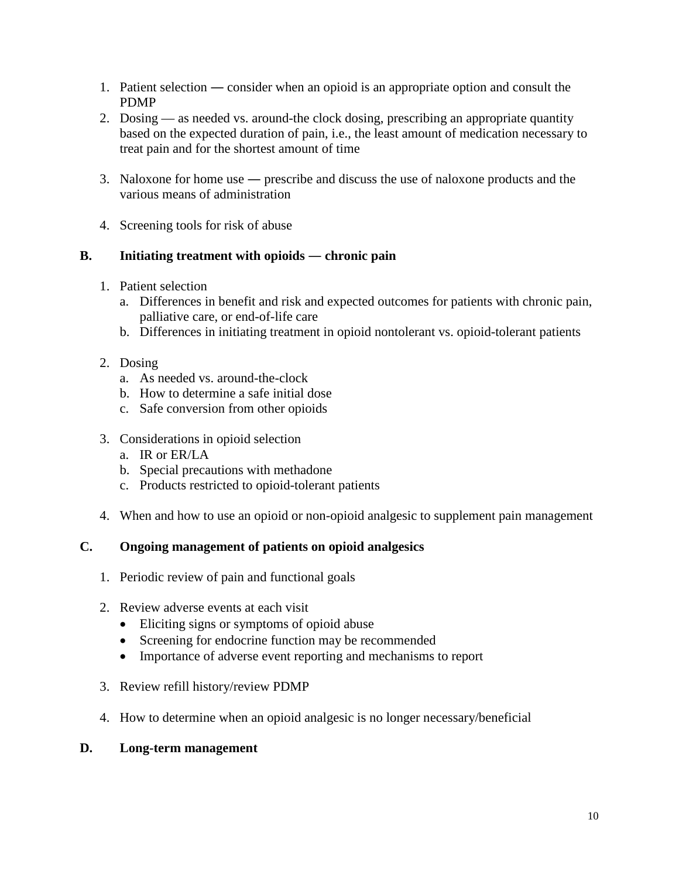1. Patient selection — consider when an opioid is an appropriate option and consult the PDMP
2. Dosing — as needed vs. around-the clock dosing, prescribing an appropriate quantity based on the expected duration of pain, i.e., the least amount of medication necessary to treat pain and for the shortest amount of time
3. Naloxone for home use — prescribe and discuss the use of naloxone products and the various means of administration
4. Screening tools for risk of abuse

**B. Initiating treatment with opioids — chronic pain**

1. Patient selection
   a. Differences in benefit and risk and expected outcomes for patients with chronic pain, palliative care, or end-of-life care
   b. Differences in initiating treatment in opioid nontolerant vs. opioid-tolerant patients
2. Dosing
   a. As needed vs. around-the-clock
   b. How to determine a safe initial dose
   c. Safe conversion from other opioids
3. Considerations in opioid selection
   a. IR or ER/LA
   b. Special precautions with methadone
   c. Products restricted to opioid-tolerant patients
4. When and how to use an opioid or non-opioid analgesic to supplement pain management

**C. Ongoing management of patients on opioid analgesics**

1. Periodic review of pain and functional goals
2. Review adverse events at each visit
   - Eliciting signs or symptoms of opioid abuse
   - Screening for endocrine function may be recommended
   - Importance of adverse event reporting and mechanisms to report
3. Review refill history/review PDMP
4. How to determine when an opioid analgesic is no longer necessary/beneficial

**D. Long-term management**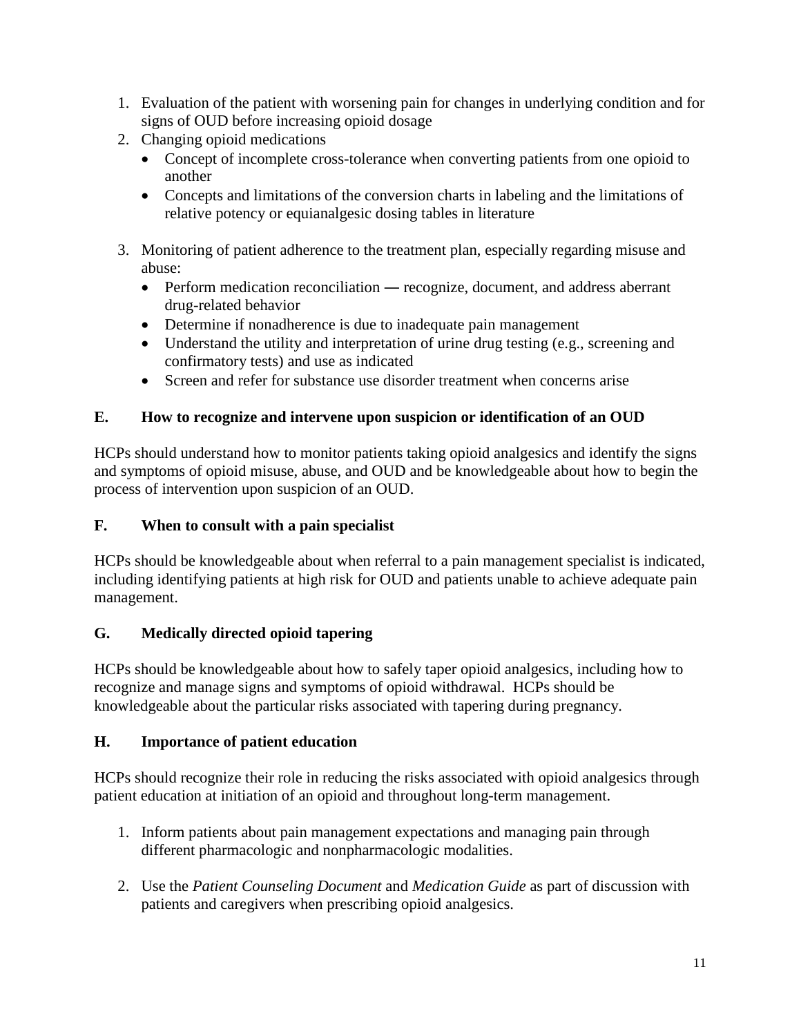1. Evaluation of the patient with worsening pain for changes in underlying condition and for signs of OUD before increasing opioid dosage
2. Changing opioid medications
   - Concept of incomplete cross-tolerance when converting patients from one opioid to another
   - Concepts and limitations of the conversion charts in labeling and the limitations of relative potency or equianalgesic dosing tables in literature

3. Monitoring of patient adherence to the treatment plan, especially regarding misuse and abuse:
   - Perform medication reconciliation ― recognize, document, and address aberrant drug-related behavior
   - Determine if nonadherence is due to inadequate pain management
   - Understand the utility and interpretation of urine drug testing (e.g., screening and confirmatory tests) and use as indicated
   - Screen and refer for substance use disorder treatment when concerns arise

### E. How to recognize and intervene upon suspicion or identification of an OUD

HCPs should understand how to monitor patients taking opioid analgesics and identify the signs and symptoms of opioid misuse, abuse, and OUD and be knowledgeable about how to begin the process of intervention upon suspicion of an OUD.

### F. When to consult with a pain specialist

HCPs should be knowledgeable about when referral to a pain management specialist is indicated, including identifying patients at high risk for OUD and patients unable to achieve adequate pain management.

### G. Medically directed opioid tapering

HCPs should be knowledgeable about how to safely taper opioid analgesics, including how to recognize and manage signs and symptoms of opioid withdrawal. HCPs should be knowledgeable about the particular risks associated with tapering during pregnancy.

### H. Importance of patient education

HCPs should recognize their role in reducing the risks associated with opioid analgesics through patient education at initiation of an opioid and throughout long-term management.

1. Inform patients about pain management expectations and managing pain through different pharmacologic and nonpharmacologic modalities.

2. Use the *Patient Counseling Document* and *Medication Guide* as part of discussion with patients and caregivers when prescribing opioid analgesics.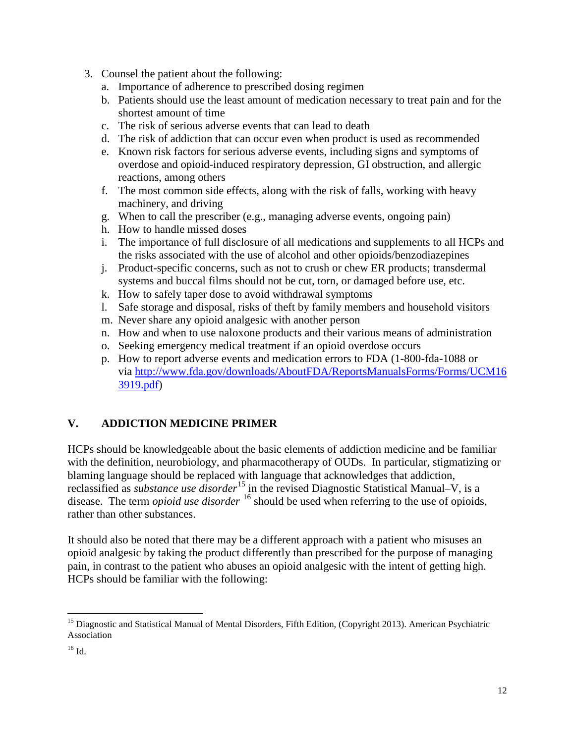3. Counsel the patient about the following:
   a. Importance of adherence to prescribed dosing regimen
   b. Patients should use the least amount of medication necessary to treat pain and for the shortest amount of time
   c. The risk of serious adverse events that can lead to death
   d. The risk of addiction that can occur even when product is used as recommended
   e. Known risk factors for serious adverse events, including signs and symptoms of overdose and opioid-induced respiratory depression, GI obstruction, and allergic reactions, among others
   f. The most common side effects, along with the risk of falls, working with heavy machinery, and driving
   g. When to call the prescriber (e.g., managing adverse events, ongoing pain)
   h. How to handle missed doses
   i. The importance of full disclosure of all medications and supplements to all HCPs and the risks associated with the use of alcohol and other opioids/benzodiazepines
   j. Product-specific concerns, such as not to crush or chew ER products; transdermal systems and buccal films should not be cut, torn, or damaged before use, etc.
   k. How to safely taper dose to avoid withdrawal symptoms
   l. Safe storage and disposal, risks of theft by family members and household visitors
   m. Never share any opioid analgesic with another person
   n. How and when to use naloxone products and their various means of administration
   o. Seeking emergency medical treatment if an opioid overdose occurs
   p. How to report adverse events and medication errors to FDA (1-800-fda-1088 or via http://www.fda.gov/downloads/AboutFDA/ReportsManualsForms/Forms/UCM163919.pdf)

## V. ADDICTION MEDICINE PRIMER

HCPs should be knowledgeable about the basic elements of addiction medicine and be familiar with the definition, neurobiology, and pharmacotherapy of OUDs. In particular, stigmatizing or blaming language should be replaced with language that acknowledges that addiction, reclassified as *substance use disorder*[15] in the revised Diagnostic Statistical Manual–V, is a disease. The term *opioid use disorder* [16] should be used when referring to the use of opioids, rather than other substances.

It should also be noted that there may be a different approach with a patient who misuses an opioid analgesic by taking the product differently than prescribed for the purpose of managing pain, in contrast to the patient who abuses an opioid analgesic with the intent of getting high. HCPs should be familiar with the following:

---

[15] Diagnostic and Statistical Manual of Mental Disorders, Fifth Edition, (Copyright 2013). American Psychiatric Association

[16] Id.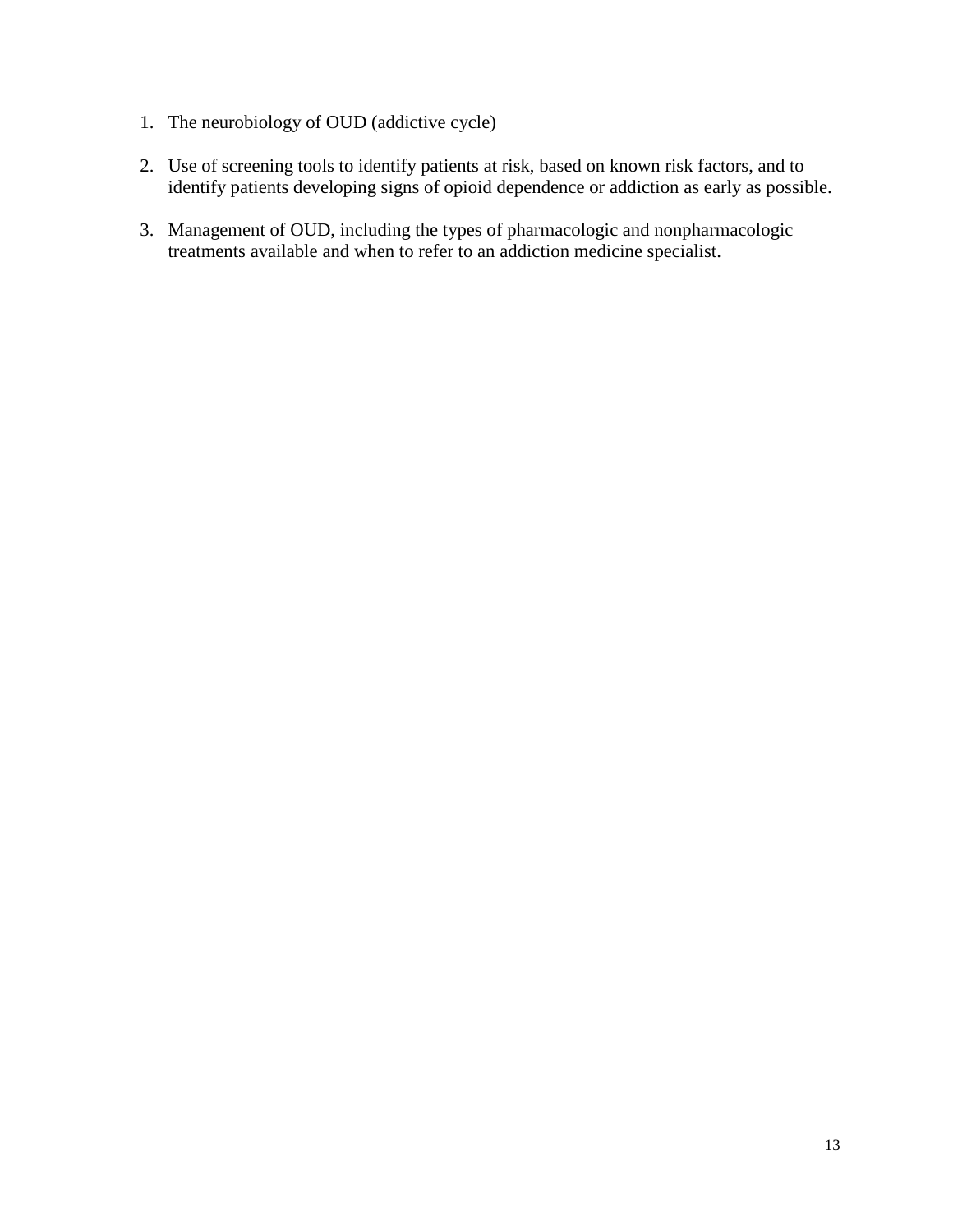1. The neurobiology of OUD (addictive cycle)

2. Use of screening tools to identify patients at risk, based on known risk factors, and to identify patients developing signs of opioid dependence or addiction as early as possible.

3. Management of OUD, including the types of pharmacologic and nonpharmacologic treatments available and when to refer to an addiction medicine specialist.